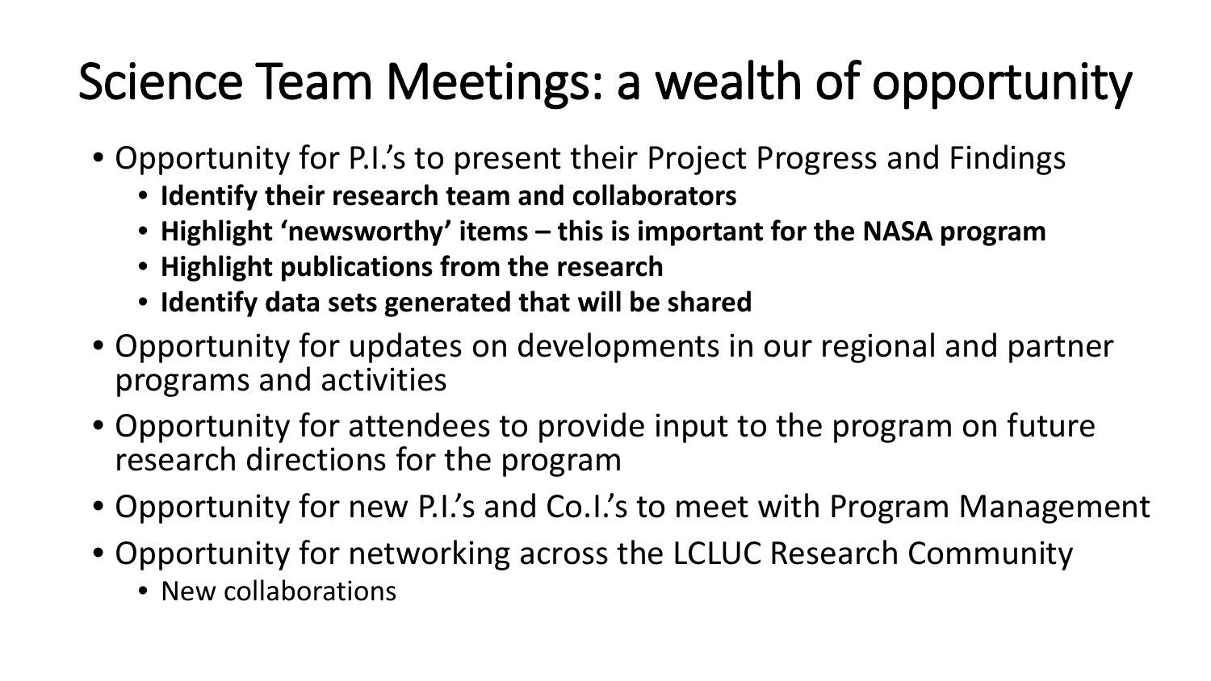# Science Team Meetings: a wealth of opportunity

- Opportunity for P.I.'s to present their Project Progress and Findings
  - **Identify their research team and collaborators**
  - **Highlight 'newsworthy' items – this is important for the NASA program**
  - **Highlight publications from the research**
  - **Identify data sets generated that will be shared**
- Opportunity for updates on developments in our regional and partner programs and activities
- Opportunity for attendees to provide input to the program on future research directions for the program
- Opportunity for new P.I.'s and Co.I.'s to meet with Program Management
- Opportunity for networking across the LCLUC Research Community
  - New collaborations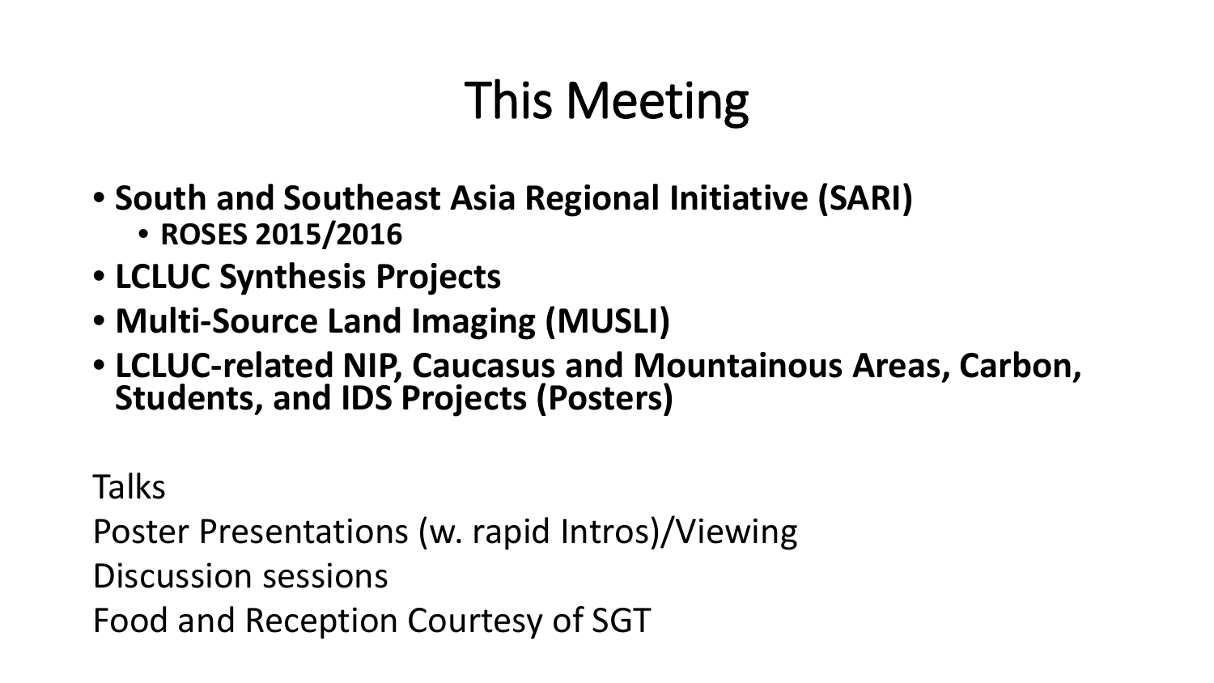# This Meeting

- **South and Southeast Asia Regional Initiative (SARI)**
  - **ROSES 2015/2016**
- **LCLUC Synthesis Projects**
- **Multi-Source Land Imaging (MUSLI)**
- **LCLUC-related NIP, Caucasus and Mountainous Areas, Carbon, Students, and IDS Projects (Posters)**

Talks

Poster Presentations (w. rapid Intros)/Viewing

Discussion sessions

Food and Reception Courtesy of SGT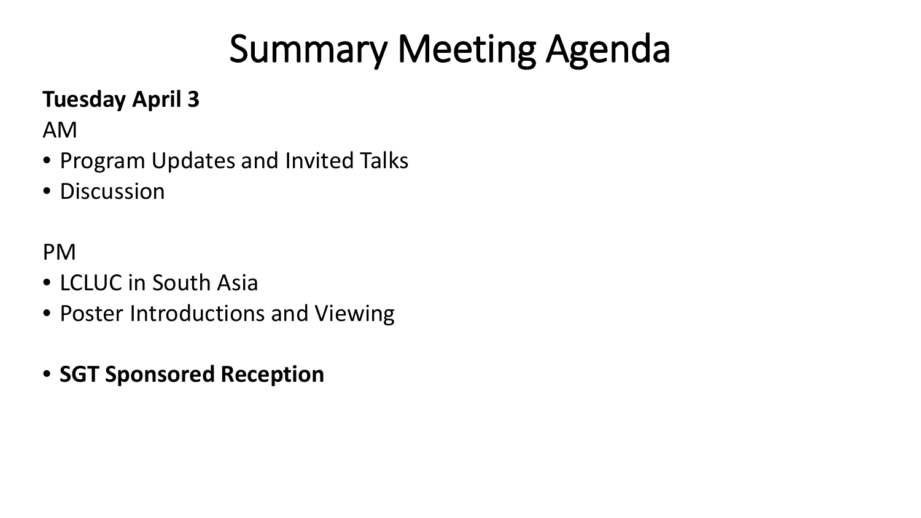# Summary Meeting Agenda

**Tuesday April 3**

AM

- Program Updates and Invited Talks
- Discussion

PM

- LCLUC in South Asia
- Poster Introductions and Viewing

- **SGT Sponsored Reception**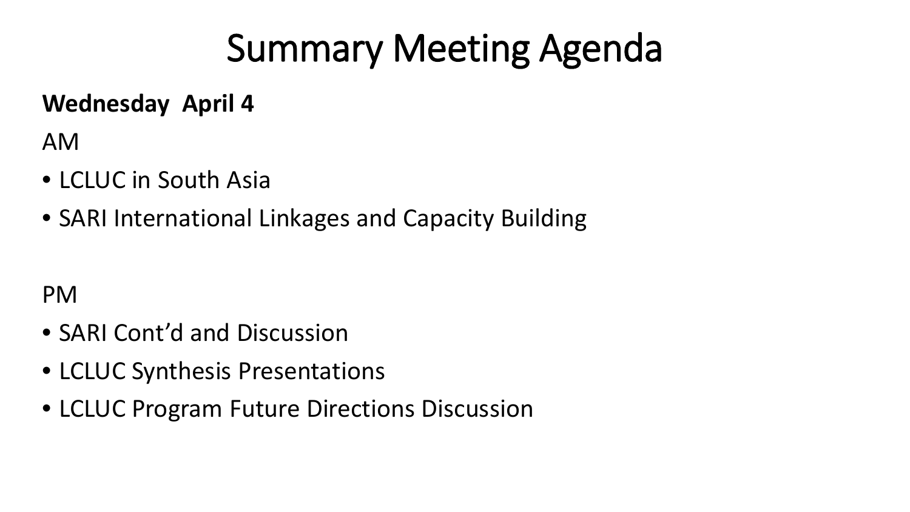# Summary Meeting Agenda

**Wednesday April 4**

AM

- LCLUC in South Asia
- SARI International Linkages and Capacity Building

PM

- SARI Cont'd and Discussion
- LCLUC Synthesis Presentations
- LCLUC Program Future Directions Discussion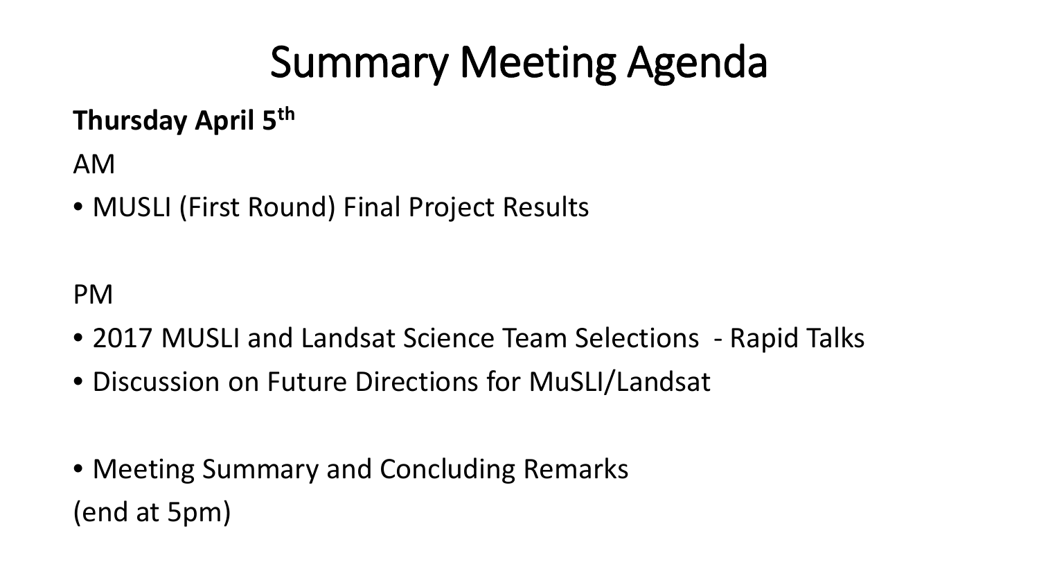# Summary Meeting Agenda

**Thursday April 5th**

AM

- MUSLI (First Round) Final Project Results

PM

- 2017 MUSLI and Landsat Science Team Selections - Rapid Talks
- Discussion on Future Directions for MuSLI/Landsat

- Meeting Summary and Concluding Remarks

(end at 5pm)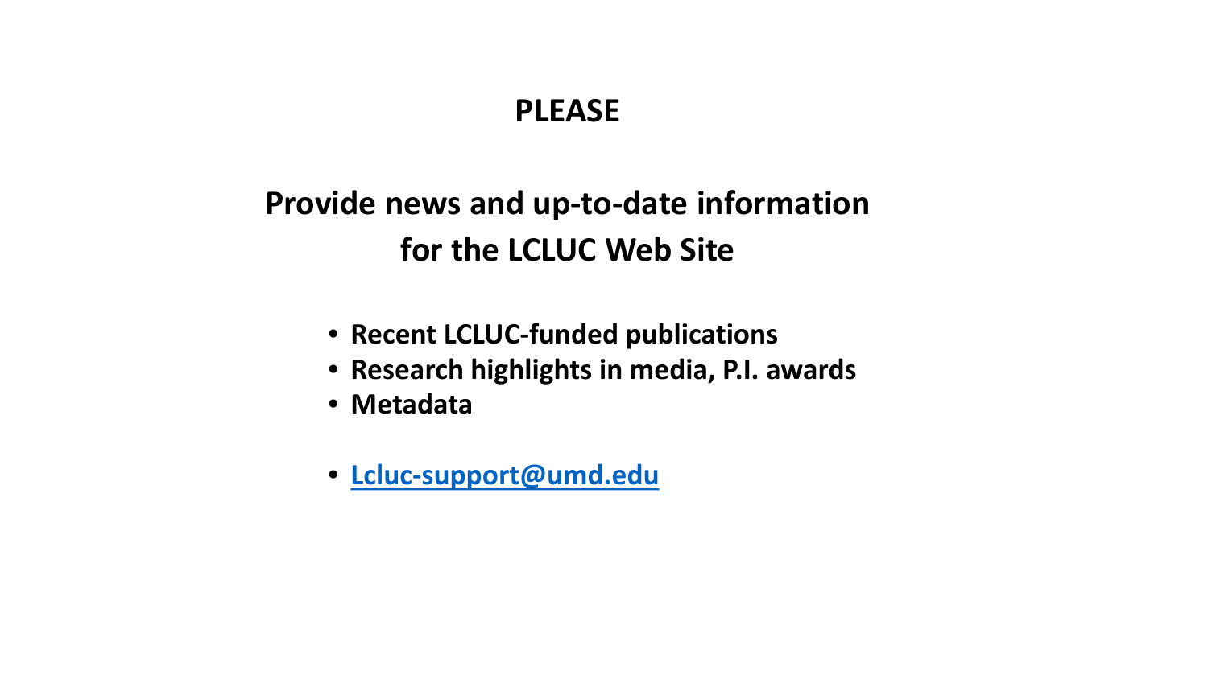# PLEASE

## Provide news and up-to-date information for the LCLUC Web Site

- Recent LCLUC-funded publications
- Research highlights in media, P.I. awards
- Metadata

- Lcluc-support@umd.edu